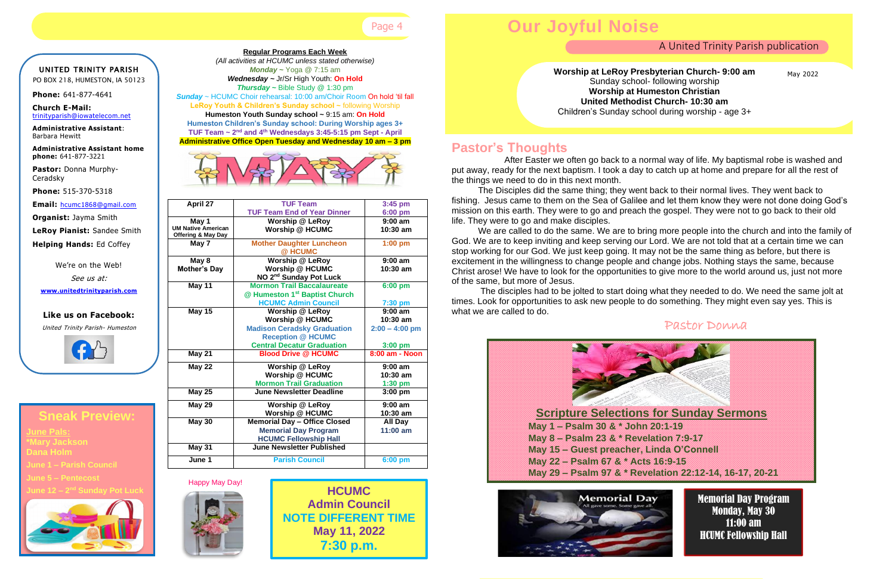# Our Joyful Noise

A United Trinity Parish publication

May 2022

**Worship at LeRoy Presbyterian Church- 9:00 am**
Sunday school- following worship
**Worship at Humeston Christian United Methodist Church- 10:30 am**
Children's Sunday school during worship - age 3+

## Pastor's Thoughts

After Easter we often go back to a normal way of life. My baptismal robe is washed and put away, ready for the next baptism. I took a day to catch up at home and prepare for all the rest of the things we need to do in this next month.

The Disciples did the same thing; they went back to their normal lives. They went back to fishing. Jesus came to them on the Sea of Galilee and let them know they were not done doing God's mission on this earth. They were to go and preach the gospel. They were not to go back to their old life. They were to go and make disciples.

We are called to do the same. We are to bring more people into the church and into the family of God. We are to keep inviting and keep serving our Lord. We are not told that at a certain time we can stop working for our God. We just keep going. It may not be the same thing as before, but there is excitement in the willingness to change people and change jobs. Nothing stays the same, because Christ arose! We have to look for the opportunities to give more to the world around us, just not more of the same, but more of Jesus.

The disciples had to be jolted to start doing what they needed to do. We need the same jolt at times. Look for opportunities to ask new people to do something. They might even say yes. This is what we are called to do.

Pastor Donna

### Scripture Selections for Sunday Sermons

**May 1 – Psalm 30 & * John 20:1-19**
**May 8 – Psalm 23 & * Revelation 7:9-17**
**May 15 – Guest preacher, Linda O'Connell**
**May 22 – Psalm 67 & * Acts 16:9-15**
**May 29 – Psalm 97 & * Revelation 22:12-14, 16-17, 20-21**

Memorial Day
All gave some. Some gave all.

**Memorial Day Program**
**Monday, May 30**
**11:00 am**
**HCUMC Fellowship Hall**

---

**UNITED TRINITY PARISH**
PO BOX 218, HUMESTON, IA 50123

**Phone:** 641-877-4641

**Church E-Mail:** trinityparish@iowatelecom.net

**Administrative Assistant**: Barbara Hewitt

**Administrative Assistant home phone:** 641-877-3221

**Pastor:** Donna Murphy-Ceradsky

**Phone:** 515-370-5318

**Email:** hcumc1868@gmail.com

**Organist:** Jayma Smith

**LeRoy Pianist:** Sandee Smith

**Helping Hands:** Ed Coffey

We're on the Web!
*See us at:*
**www.unitedtrinityparish.com**

**Like us on Facebook:**
*United Trinity Parish- Humeston*

## Sneak Preview:

**June Pals:**
**\*Mary Jackson**
**Dana Holm**
**June 1 – Parish Council**
**June 5 – Pentecost**
**June 12 – 2nd Sunday Pot Luck**

---

**Regular Programs Each Week**
*(All activities at HCUMC unless stated otherwise)*
***Monday*** ~ Yoga @ 7:15 am
***Wednesday*** ~ Jr/Sr High Youth: **On Hold**
***Thursday*** ~ Bible Study @ 1:30 pm
***Sunday*** ~ HCUMC Choir rehearsal: 10:00 am/Choir Room On hold 'til fall
**LeRoy Youth & Children's Sunday school ~** following Worship
**Humeston Youth Sunday school ~** 9:15 am: **On Hold**
**Humeston Children's Sunday school: During Worship ages 3+**
**TUF Team ~ 2nd and 4th Wednesdays 3:45-5:15 pm Sept - April**
**Administrative Office Open Tuesday and Wednesday 10 am – 3 pm**

MAY

| | | |
|---|---|---|
| **April 27** | **TUF Team**<br>**TUF Team End of Year Dinner** | **3:45 pm**<br>**6:00 pm** |
| **May 1**<br>**UM Native American Offering & May Day** | **Worship @ LeRoy**<br>**Worship @ HCUMC** | **9:00 am**<br>**10:30 am** |
| **May 7** | **Mother Daughter Luncheon @ HCUMC** | **1:00 pm** |
| **May 8**<br>**Mother's Day** | **Worship @ LeRoy**<br>**Worship @ HCUMC**<br>**NO 2nd Sunday Pot Luck** | **9:00 am**<br>**10:30 am** |
| **May 11** | **Mormon Trail Baccalaureate @ Humeston 1st Baptist Church**<br>**HCUMC Admin Council** | **6:00 pm**<br>**7:30 pm** |
| **May 15** | **Worship @ LeRoy**<br>**Worship @ HCUMC**<br>**Madison Ceradsky Graduation Reception @ HCUMC**<br>**Central Decatur Graduation** | **9:00 am**<br>**10:30 am**<br>**2:00 – 4:00 pm**<br>**3:00 pm** |
| **May 21** | **Blood Drive @ HCUMC** | **8:00 am - Noon** |
| **May 22** | **Worship @ LeRoy**<br>**Worship @ HCUMC**<br>**Mormon Trail Graduation** | **9:00 am**<br>**10:30 am**<br>**1:30 pm** |
| **May 25** | **June Newsletter Deadline** | **3:00 pm** |
| **May 29** | **Worship @ LeRoy**<br>**Worship @ HCUMC** | **9:00 am**<br>**10:30 am** |
| **May 30** | **Memorial Day – Office Closed**<br>**Memorial Day Program**<br>**HCUMC Fellowship Hall** | **All Day**<br>**11:00 am** |
| **May 31** | **June Newsletter Published** | |
| **June 1** | **Parish Council** | **6:00 pm** |

Happy May Day!

**HCUMC**
**Admin Council**
**NOTE DIFFERENT TIME**
**May 11, 2022**
**7:30 p.m.**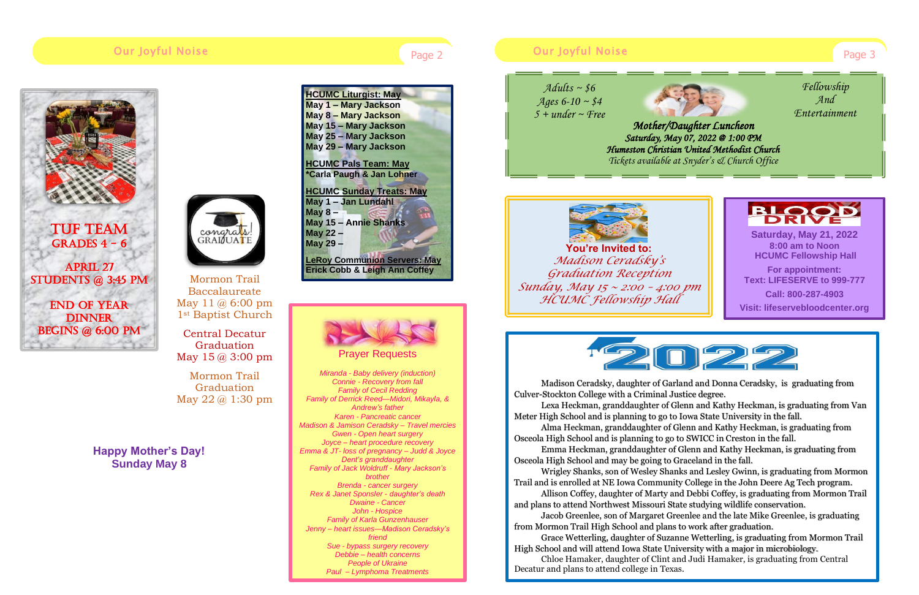## TUF TEAM

**GRADES 4 – 6**

**APRIL 27**
**STUDENTS @ 3:45 PM**

**END OF YEAR DINNER BEGINS @ 6:00 PM**

Mormon Trail Baccalaureate
May 11 @ 6:00 pm
1st Baptist Church

Central Decatur Graduation
May 15 @ 3:00 pm

Mormon Trail Graduation
May 22 @ 1:30 pm

**Happy Mother's Day!**
**Sunday May 8**

**HCUMC Liturgist: May**
**May 1 – Mary Jackson**
**May 8 – Mary Jackson**
**May 15 – Mary Jackson**
**May 25 – Mary Jackson**
**May 29 – Mary Jackson**

**HCUMC Pals Team: May**
***Carla Paugh & Jan Lohner**

**HCUMC Sunday Treats: May**
**May 1 – Jan Lundahl**
**May 8 –**
**May 15 – Annie Shanks**
**May 22 –**
**May 29 –**

**LeRoy Communion Servers: May**
**Erick Cobb & Leigh Ann Coffey**

## Prayer Requests

*Miranda - Baby delivery (induction)*
*Connie - Recovery from fall*
*Family of Cecil Redding*
*Family of Derrick Reed—Midori, Mikayla, & Andrew's father*
*Karen - Pancreatic cancer*
*Madison & Jamison Ceradsky – Travel mercies*
*Gwen - Open heart surgery*
*Joyce – heart procedure recovery*
*Emma & JT- loss of pregnancy – Judd & Joyce Dent's granddaughter*
*Family of Jack Woldruff - Mary Jackson's brother*
*Brenda - cancer surgery*
*Rex & Janet Sponsler - daughter's death*
*Dwaine - Cancer*
*John - Hospice*
*Family of Karla Gunzenhauser*
*Jenny – heart issues—Madison Ceradsky's friend*
*Sue - bypass surgery recovery*
*Debbie – health concerns*
*People of Ukraine*
*Paul – Lymphoma Treatments*

*Adults ~ $6*
*Ages 6-10 ~ $4*
*5 + under ~ Free*

*Fellowship And Entertainment*

***Mother/Daughter Luncheon***
***Saturday, May 07, 2022 @ 1:00 PM***
***Humeston Christian United Methodist Church***
*Tickets available at Snyder's & Church Office*

**You're Invited to:**
*Madison Ceradsky's Graduation Reception*
*Sunday, May 15 ~ 2:00 - 4:00 pm*
*HCUMC Fellowship Hall*

**BLOOD DRIVE**

**Saturday, May 21, 2022**
**8:00 am to Noon**
**HCUMC Fellowship Hall**

**For appointment:**
**Text: LIFESERVE to 999-777**

**Call: 800-287-4903**

**Visit: lifeservebloodcenter.org**

## 2022

Madison Ceradsky, daughter of Garland and Donna Ceradsky, is graduating from Culver-Stockton College with a Criminal Justice degree.

Lexa Heckman, granddaughter of Glenn and Kathy Heckman, is graduating from Van Meter High School and is planning to go to Iowa State University in the fall.

Alma Heckman, granddaughter of Glenn and Kathy Heckman, is graduating from Osceola High School and is planning to go to SWICC in Creston in the fall.

Emma Heckman, granddaughter of Glenn and Kathy Heckman, is graduating from Osceola High School and may be going to Graceland in the fall.

Wrigley Shanks, son of Wesley Shanks and Lesley Gwinn, is graduating from Mormon Trail and is enrolled at NE Iowa Community College in the John Deere Ag Tech program.

Allison Coffey, daughter of Marty and Debbi Coffey, is graduating from Mormon Trail and plans to attend Northwest Missouri State studying wildlife conservation.

Jacob Greenlee, son of Margaret Greenlee and the late Mike Greenlee, is graduating from Mormon Trail High School and plans to work after graduation.

Grace Wetterling, daughter of Suzanne Wetterling, is graduating from Mormon Trail High School and will attend Iowa State University with a major in microbiology.

Chloe Hamaker, daughter of Clint and Judi Hamaker, is graduating from Central Decatur and plans to attend college in Texas.